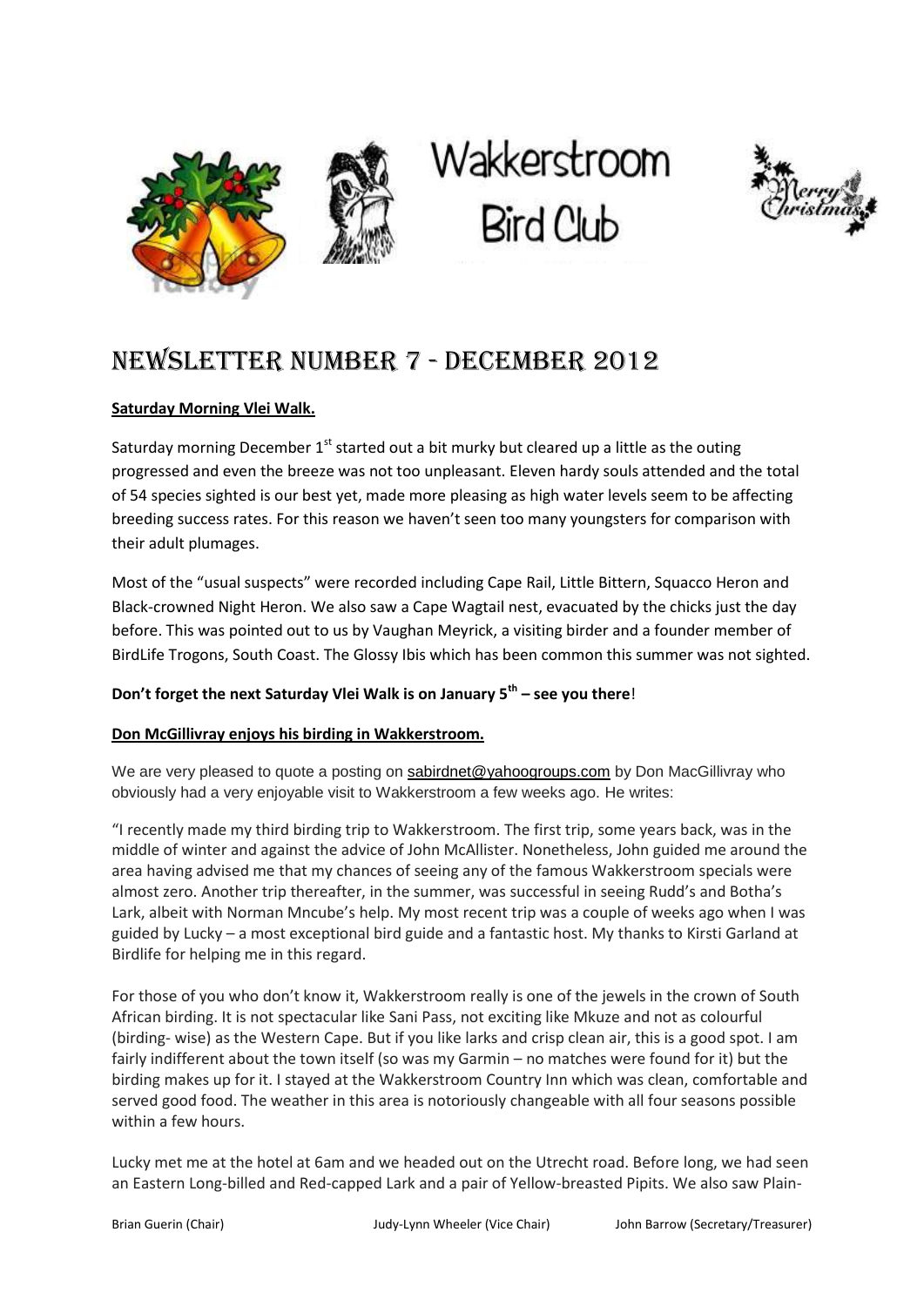# Wakkerstroom Bird Club

## Newsletter Number 7 - December 2012

**Saturday Morning Vlei Walk.**

Saturday morning December 1st started out a bit murky but cleared up a little as the outing progressed and even the breeze was not too unpleasant. Eleven hardy souls attended and the total of 54 species sighted is our best yet, made more pleasing as high water levels seem to be affecting breeding success rates. For this reason we haven't seen too many youngsters for comparison with their adult plumages.

Most of the "usual suspects" were recorded including Cape Rail, Little Bittern, Squacco Heron and Black-crowned Night Heron. We also saw a Cape Wagtail nest, evacuated by the chicks just the day before. This was pointed out to us by Vaughan Meyrick, a visiting birder and a founder member of BirdLife Trogons, South Coast. The Glossy Ibis which has been common this summer was not sighted.

**Don't forget the next Saturday Vlei Walk is on January 5th – see you there**!

**Don McGillivray enjoys his birding in Wakkerstroom.**

We are very pleased to quote a posting on sabirdnet@yahoogroups.com by Don MacGillivray who obviously had a very enjoyable visit to Wakkerstroom a few weeks ago. He writes:

"I recently made my third birding trip to Wakkerstroom. The first trip, some years back, was in the middle of winter and against the advice of John McAllister. Nonetheless, John guided me around the area having advised me that my chances of seeing any of the famous Wakkerstroom specials were almost zero. Another trip thereafter, in the summer, was successful in seeing Rudd's and Botha's Lark, albeit with Norman Mncube's help. My most recent trip was a couple of weeks ago when I was guided by Lucky – a most exceptional bird guide and a fantastic host. My thanks to Kirsti Garland at Birdlife for helping me in this regard.

For those of you who don't know it, Wakkerstroom really is one of the jewels in the crown of South African birding. It is not spectacular like Sani Pass, not exciting like Mkuze and not as colourful (birding- wise) as the Western Cape. But if you like larks and crisp clean air, this is a good spot. I am fairly indifferent about the town itself (so was my Garmin – no matches were found for it) but the birding makes up for it. I stayed at the Wakkerstroom Country Inn which was clean, comfortable and served good food. The weather in this area is notoriously changeable with all four seasons possible within a few hours.

Lucky met me at the hotel at 6am and we headed out on the Utrecht road. Before long, we had seen an Eastern Long-billed and Red-capped Lark and a pair of Yellow-breasted Pipits. We also saw Plain-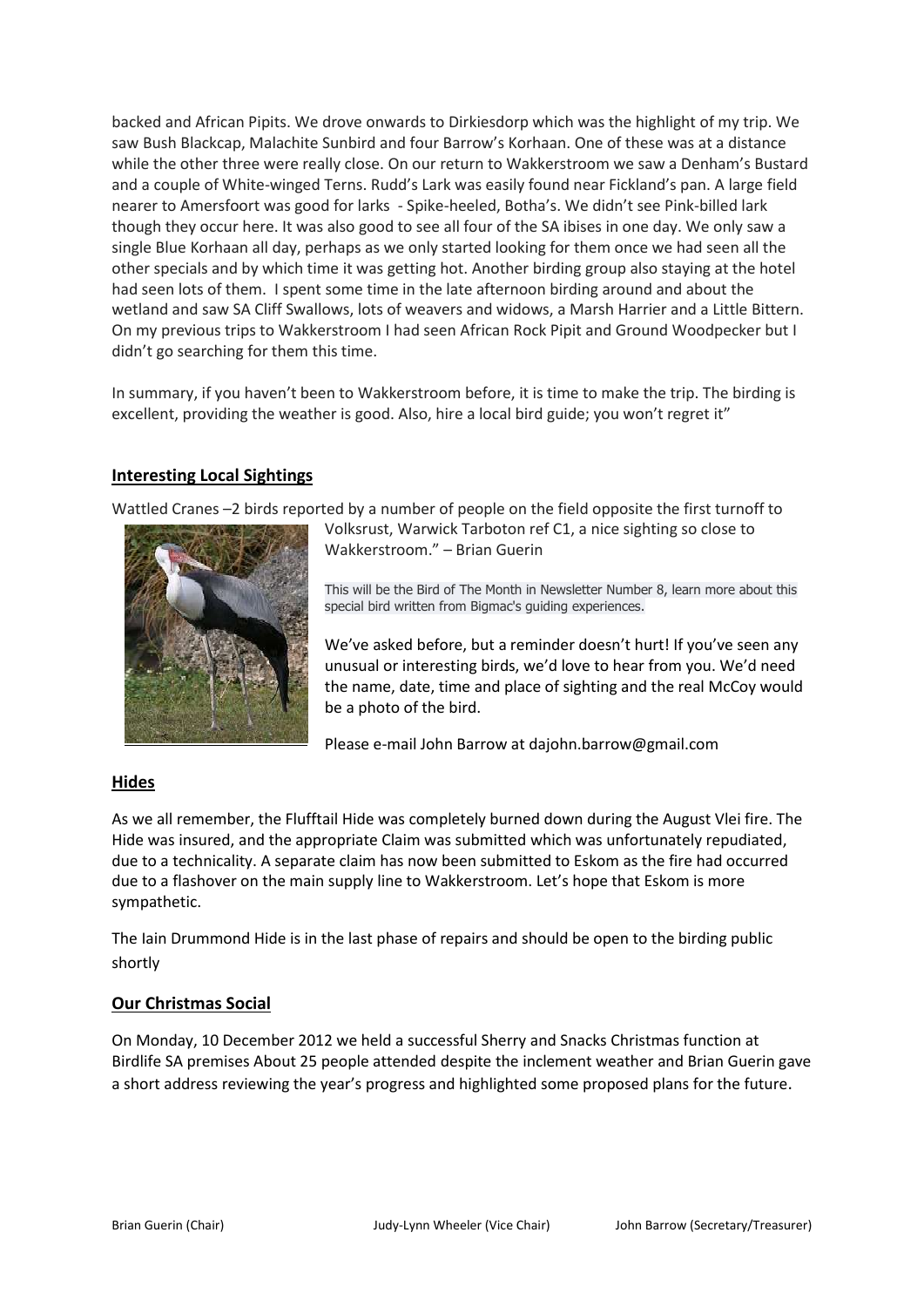backed and African Pipits. We drove onwards to Dirkiesdorp which was the highlight of my trip. We saw Bush Blackcap, Malachite Sunbird and four Barrow's Korhaan. One of these was at a distance while the other three were really close. On our return to Wakkerstroom we saw a Denham's Bustard and a couple of White-winged Terns. Rudd's Lark was easily found near Fickland's pan. A large field nearer to Amersfoort was good for larks - Spike-heeled, Botha's. We didn't see Pink-billed lark though they occur here. It was also good to see all four of the SA ibises in one day. We only saw a single Blue Korhaan all day, perhaps as we only started looking for them once we had seen all the other specials and by which time it was getting hot. Another birding group also staying at the hotel had seen lots of them. I spent some time in the late afternoon birding around and about the wetland and saw SA Cliff Swallows, lots of weavers and widows, a Marsh Harrier and a Little Bittern. On my previous trips to Wakkerstroom I had seen African Rock Pipit and Ground Woodpecker but I didn't go searching for them this time.

In summary, if you haven't been to Wakkerstroom before, it is time to make the trip. The birding is excellent, providing the weather is good. Also, hire a local bird guide; you won't regret it"

## Interesting Local Sightings

Wattled Cranes –2 birds reported by a number of people on the field opposite the first turnoff to Volksrust, Warwick Tarboton ref C1, a nice sighting so close to Wakkerstroom." – Brian Guerin

This will be the Bird of The Month in Newsletter Number 8, learn more about this special bird written from Bigmac's guiding experiences.

We've asked before, but a reminder doesn't hurt! If you've seen any unusual or interesting birds, we'd love to hear from you. We'd need the name, date, time and place of sighting and the real McCoy would be a photo of the bird.

Please e-mail John Barrow at dajohn.barrow@gmail.com

## Hides

As we all remember, the Flufftail Hide was completely burned down during the August Vlei fire. The Hide was insured, and the appropriate Claim was submitted which was unfortunately repudiated, due to a technicality. A separate claim has now been submitted to Eskom as the fire had occurred due to a flashover on the main supply line to Wakkerstroom. Let's hope that Eskom is more sympathetic.

The Iain Drummond Hide is in the last phase of repairs and should be open to the birding public shortly

## Our Christmas Social

On Monday, 10 December 2012 we held a successful Sherry and Snacks Christmas function at Birdlife SA premises About 25 people attended despite the inclement weather and Brian Guerin gave a short address reviewing the year's progress and highlighted some proposed plans for the future.

Brian Guerin (Chair) Judy-Lynn Wheeler (Vice Chair) John Barrow (Secretary/Treasurer)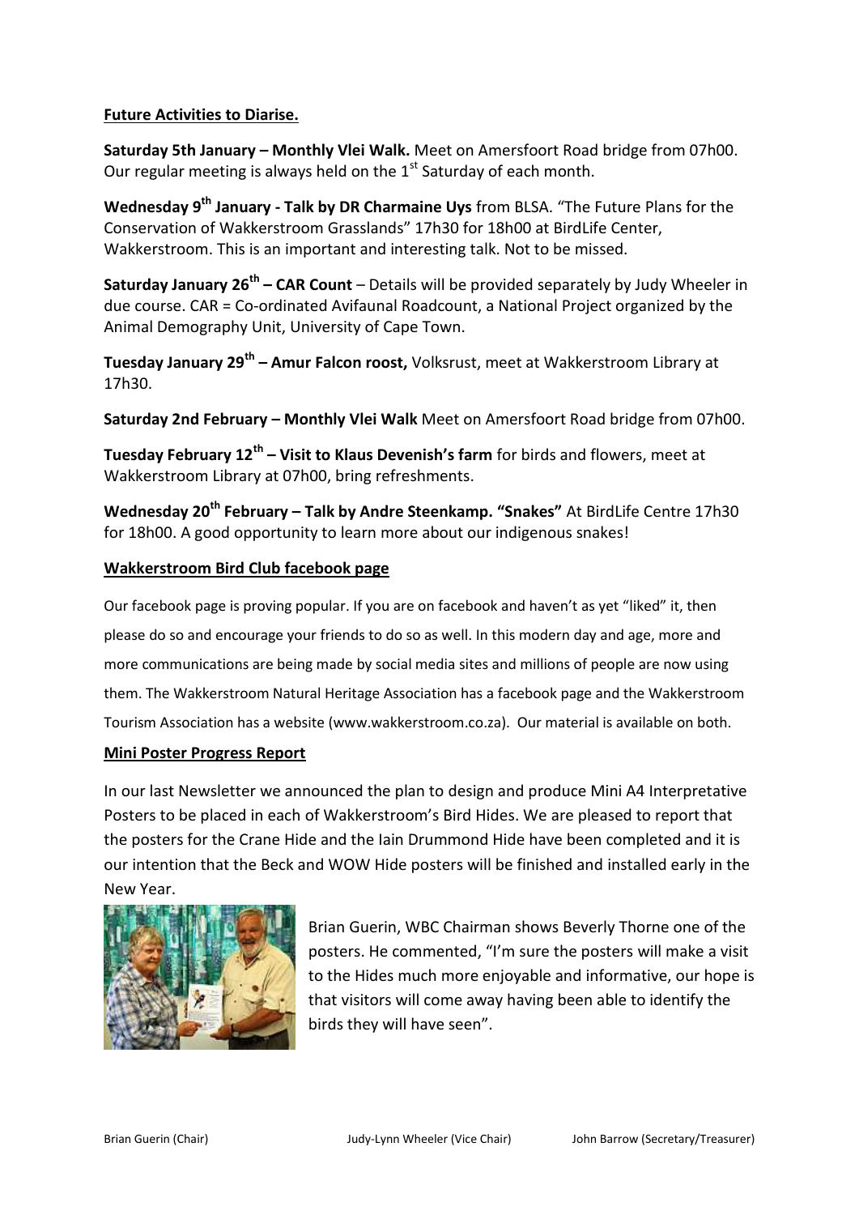**Future Activities to Diarise.**

**Saturday 5th January – Monthly Vlei Walk.** Meet on Amersfoort Road bridge from 07h00. Our regular meeting is always held on the 1st Saturday of each month.

**Wednesday 9th January - Talk by DR Charmaine Uys** from BLSA. "The Future Plans for the Conservation of Wakkerstroom Grasslands" 17h30 for 18h00 at BirdLife Center, Wakkerstroom. This is an important and interesting talk. Not to be missed.

**Saturday January 26th – CAR Count** – Details will be provided separately by Judy Wheeler in due course. CAR = Co-ordinated Avifaunal Roadcount, a National Project organized by the Animal Demography Unit, University of Cape Town.

**Tuesday January 29th – Amur Falcon roost,** Volksrust, meet at Wakkerstroom Library at 17h30.

**Saturday 2nd February – Monthly Vlei Walk** Meet on Amersfoort Road bridge from 07h00.

**Tuesday February 12th – Visit to Klaus Devenish's farm** for birds and flowers, meet at Wakkerstroom Library at 07h00, bring refreshments.

**Wednesday 20th February – Talk by Andre Steenkamp. "Snakes"** At BirdLife Centre 17h30 for 18h00. A good opportunity to learn more about our indigenous snakes!

**Wakkerstroom Bird Club facebook page**

Our facebook page is proving popular. If you are on facebook and haven't as yet "liked" it, then please do so and encourage your friends to do so as well. In this modern day and age, more and more communications are being made by social media sites and millions of people are now using them. The Wakkerstroom Natural Heritage Association has a facebook page and the Wakkerstroom Tourism Association has a website (www.wakkerstroom.co.za). Our material is available on both.

**Mini Poster Progress Report**

In our last Newsletter we announced the plan to design and produce Mini A4 Interpretative Posters to be placed in each of Wakkerstroom's Bird Hides. We are pleased to report that the posters for the Crane Hide and the Iain Drummond Hide have been completed and it is our intention that the Beck and WOW Hide posters will be finished and installed early in the New Year.

Brian Guerin, WBC Chairman shows Beverly Thorne one of the posters. He commented, "I'm sure the posters will make a visit to the Hides much more enjoyable and informative, our hope is that visitors will come away having been able to identify the birds they will have seen".

Brian Guerin (Chair) Judy-Lynn Wheeler (Vice Chair) John Barrow (Secretary/Treasurer)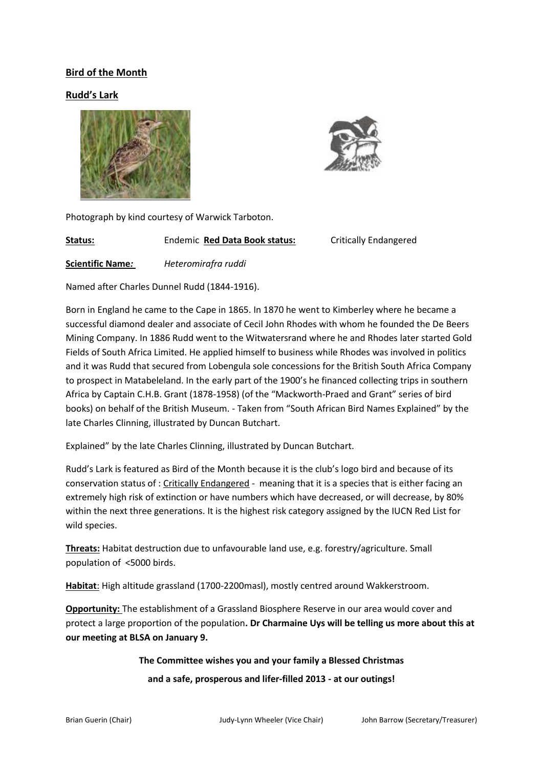**Bird of the Month**

**Rudd's Lark**

Photograph by kind courtesy of Warwick Tarboton.

**Status:** Endemic **Red Data Book status:** Critically Endangered

**Scientific Name:** *Heteromirafra ruddi*

Named after Charles Dunnel Rudd (1844-1916).

Born in England he came to the Cape in 1865. In 1870 he went to Kimberley where he became a successful diamond dealer and associate of Cecil John Rhodes with whom he founded the De Beers Mining Company. In 1886 Rudd went to the Witwatersrand where he and Rhodes later started Gold Fields of South Africa Limited. He applied himself to business while Rhodes was involved in politics and it was Rudd that secured from Lobengula sole concessions for the British South Africa Company to prospect in Matabeleland. In the early part of the 1900's he financed collecting trips in southern Africa by Captain C.H.B. Grant (1878-1958) (of the "Mackworth-Praed and Grant" series of bird books) on behalf of the British Museum. - Taken from "South African Bird Names Explained" by the late Charles Clinning, illustrated by Duncan Butchart.

Explained" by the late Charles Clinning, illustrated by Duncan Butchart.

Rudd's Lark is featured as Bird of the Month because it is the club's logo bird and because of its conservation status of : Critically Endangered - meaning that it is a species that is either facing an extremely high risk of extinction or have numbers which have decreased, or will decrease, by 80% within the next three generations. It is the highest risk category assigned by the IUCN Red List for wild species.

**Threats:** Habitat destruction due to unfavourable land use, e.g. forestry/agriculture. Small population of <5000 birds.

**Habitat**: High altitude grassland (1700-2200masl), mostly centred around Wakkerstroom.

**Opportunity:** The establishment of a Grassland Biosphere Reserve in our area would cover and protect a large proportion of the population**. Dr Charmaine Uys will be telling us more about this at our meeting at BLSA on January 9.**

**The Committee wishes you and your family a Blessed Christmas**

**and a safe, prosperous and lifer-filled 2013 - at our outings!**

Brian Guerin (Chair) Judy-Lynn Wheeler (Vice Chair) John Barrow (Secretary/Treasurer)